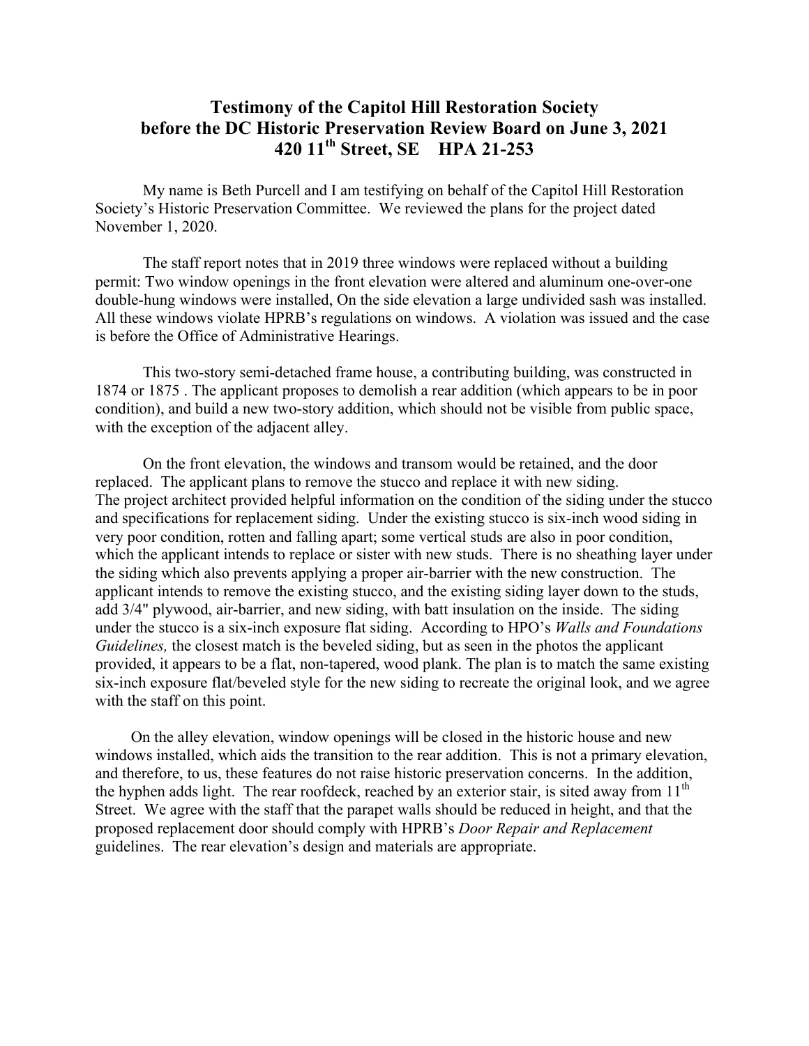# Testimony of the Capitol Hill Restoration Society before the DC Historic Preservation Review Board on June 3, 2021
## 420 11th Street, SE HPA 21-253

My name is Beth Purcell and I am testifying on behalf of the Capitol Hill Restoration Society's Historic Preservation Committee. We reviewed the plans for the project dated November 1, 2020.

The staff report notes that in 2019 three windows were replaced without a building permit: Two window openings in the front elevation were altered and aluminum one-over-one double-hung windows were installed, On the side elevation a large undivided sash was installed. All these windows violate HPRB's regulations on windows. A violation was issued and the case is before the Office of Administrative Hearings.

This two-story semi-detached frame house, a contributing building, was constructed in 1874 or 1875 . The applicant proposes to demolish a rear addition (which appears to be in poor condition), and build a new two-story addition, which should not be visible from public space, with the exception of the adjacent alley.

On the front elevation, the windows and transom would be retained, and the door replaced. The applicant plans to remove the stucco and replace it with new siding. The project architect provided helpful information on the condition of the siding under the stucco and specifications for replacement siding. Under the existing stucco is six-inch wood siding in very poor condition, rotten and falling apart; some vertical studs are also in poor condition, which the applicant intends to replace or sister with new studs. There is no sheathing layer under the siding which also prevents applying a proper air-barrier with the new construction. The applicant intends to remove the existing stucco, and the existing siding layer down to the studs, add 3/4" plywood, air-barrier, and new siding, with batt insulation on the inside. The siding under the stucco is a six-inch exposure flat siding. According to HPO's *Walls and Foundations Guidelines,* the closest match is the beveled siding, but as seen in the photos the applicant provided, it appears to be a flat, non-tapered, wood plank. The plan is to match the same existing six-inch exposure flat/beveled style for the new siding to recreate the original look, and we agree with the staff on this point.

On the alley elevation, window openings will be closed in the historic house and new windows installed, which aids the transition to the rear addition. This is not a primary elevation, and therefore, to us, these features do not raise historic preservation concerns. In the addition, the hyphen adds light. The rear roofdeck, reached by an exterior stair, is sited away from 11th Street. We agree with the staff that the parapet walls should be reduced in height, and that the proposed replacement door should comply with HPRB's *Door Repair and Replacement* guidelines. The rear elevation's design and materials are appropriate.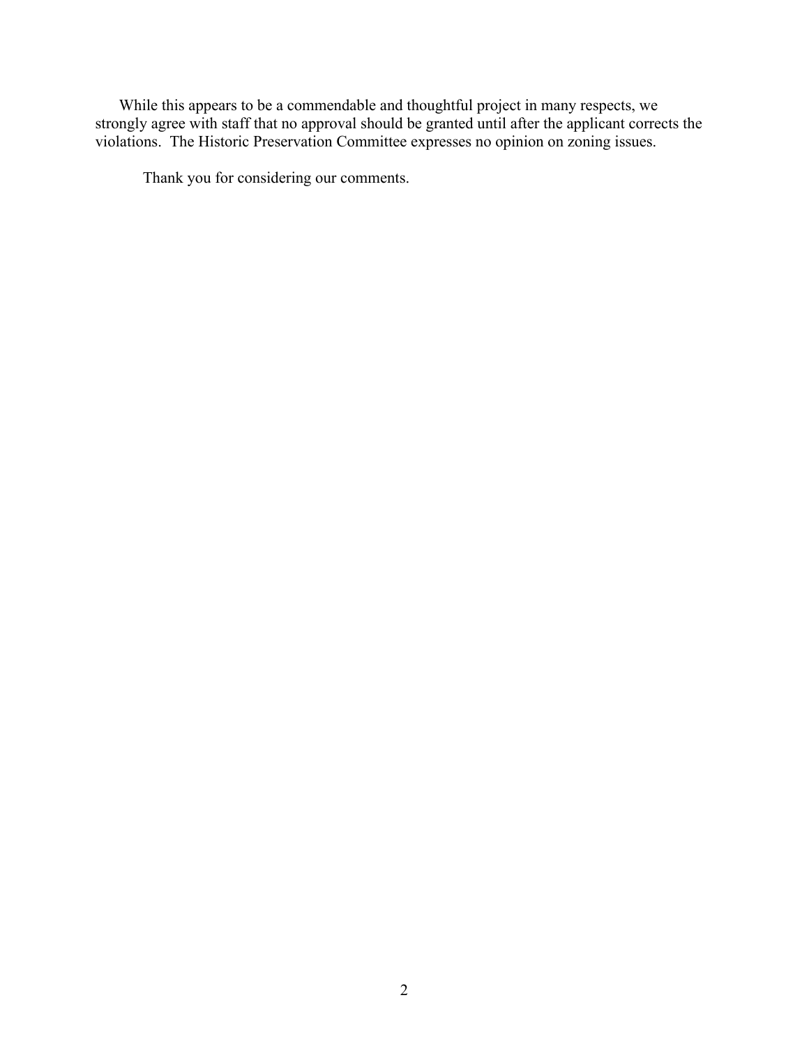While this appears to be a commendable and thoughtful project in many respects, we strongly agree with staff that no approval should be granted until after the applicant corrects the violations. The Historic Preservation Committee expresses no opinion on zoning issues.

Thank you for considering our comments.